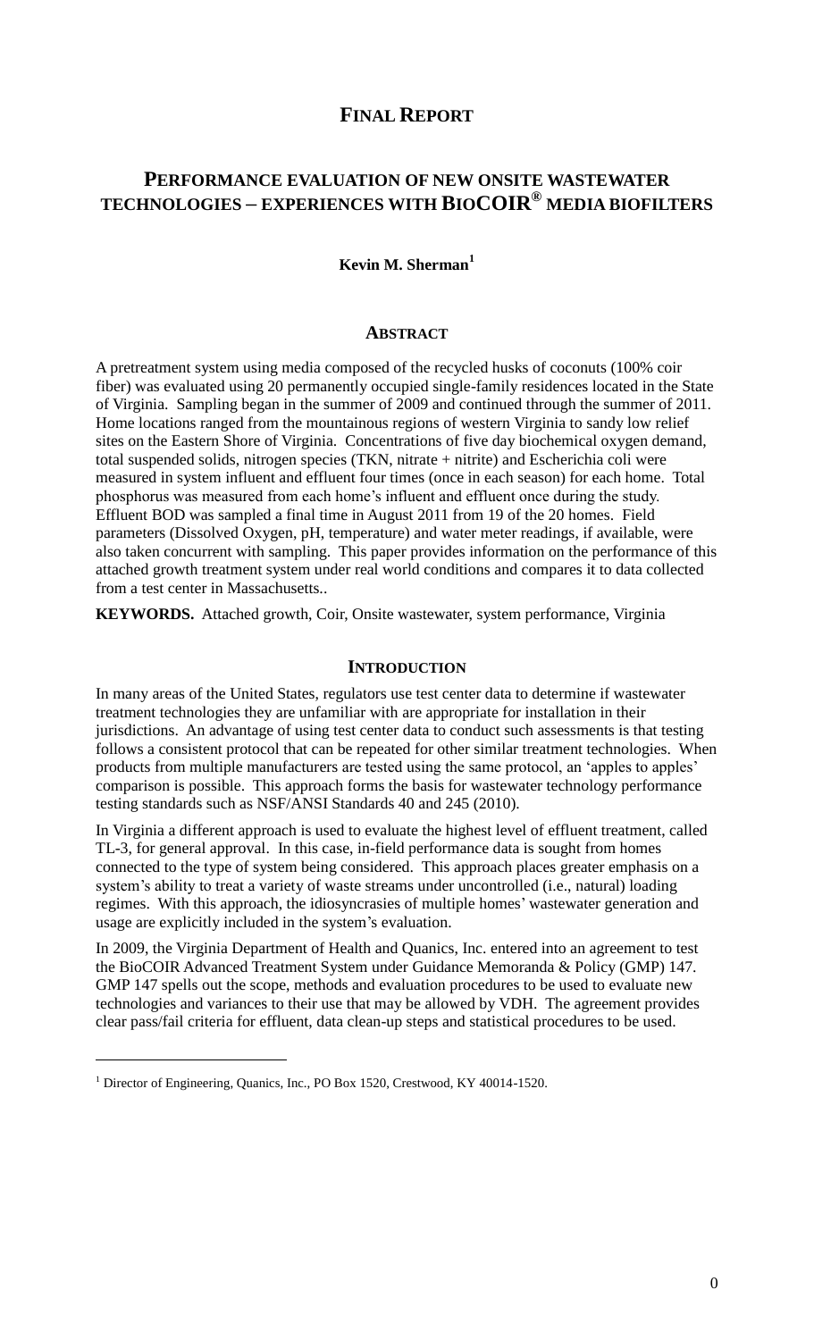# FINAL REPORT

## PERFORMANCE EVALUATION OF NEW ONSITE WASTEWATER TECHNOLOGIES – EXPERIENCES WITH BIOCOIR® MEDIA BIOFILTERS

**Kevin M. Sherman**[1]

### ABSTRACT

A pretreatment system using media composed of the recycled husks of coconuts (100% coir fiber) was evaluated using 20 permanently occupied single-family residences located in the State of Virginia. Sampling began in the summer of 2009 and continued through the summer of 2011. Home locations ranged from the mountainous regions of western Virginia to sandy low relief sites on the Eastern Shore of Virginia. Concentrations of five day biochemical oxygen demand, total suspended solids, nitrogen species (TKN, nitrate + nitrite) and Escherichia coli were measured in system influent and effluent four times (once in each season) for each home. Total phosphorus was measured from each home's influent and effluent once during the study. Effluent BOD was sampled a final time in August 2011 from 19 of the 20 homes. Field parameters (Dissolved Oxygen, pH, temperature) and water meter readings, if available, were also taken concurrent with sampling. This paper provides information on the performance of this attached growth treatment system under real world conditions and compares it to data collected from a test center in Massachusetts..

**KEYWORDS.** Attached growth, Coir, Onsite wastewater, system performance, Virginia

### INTRODUCTION

In many areas of the United States, regulators use test center data to determine if wastewater treatment technologies they are unfamiliar with are appropriate for installation in their jurisdictions. An advantage of using test center data to conduct such assessments is that testing follows a consistent protocol that can be repeated for other similar treatment technologies. When products from multiple manufacturers are tested using the same protocol, an 'apples to apples' comparison is possible. This approach forms the basis for wastewater technology performance testing standards such as NSF/ANSI Standards 40 and 245 (2010).

In Virginia a different approach is used to evaluate the highest level of effluent treatment, called TL-3, for general approval. In this case, in-field performance data is sought from homes connected to the type of system being considered. This approach places greater emphasis on a system's ability to treat a variety of waste streams under uncontrolled (i.e., natural) loading regimes. With this approach, the idiosyncrasies of multiple homes' wastewater generation and usage are explicitly included in the system's evaluation.

In 2009, the Virginia Department of Health and Quanics, Inc. entered into an agreement to test the BioCOIR Advanced Treatment System under Guidance Memoranda & Policy (GMP) 147. GMP 147 spells out the scope, methods and evaluation procedures to be used to evaluate new technologies and variances to their use that may be allowed by VDH. The agreement provides clear pass/fail criteria for effluent, data clean-up steps and statistical procedures to be used.

[1] Director of Engineering, Quanics, Inc., PO Box 1520, Crestwood, KY 40014-1520.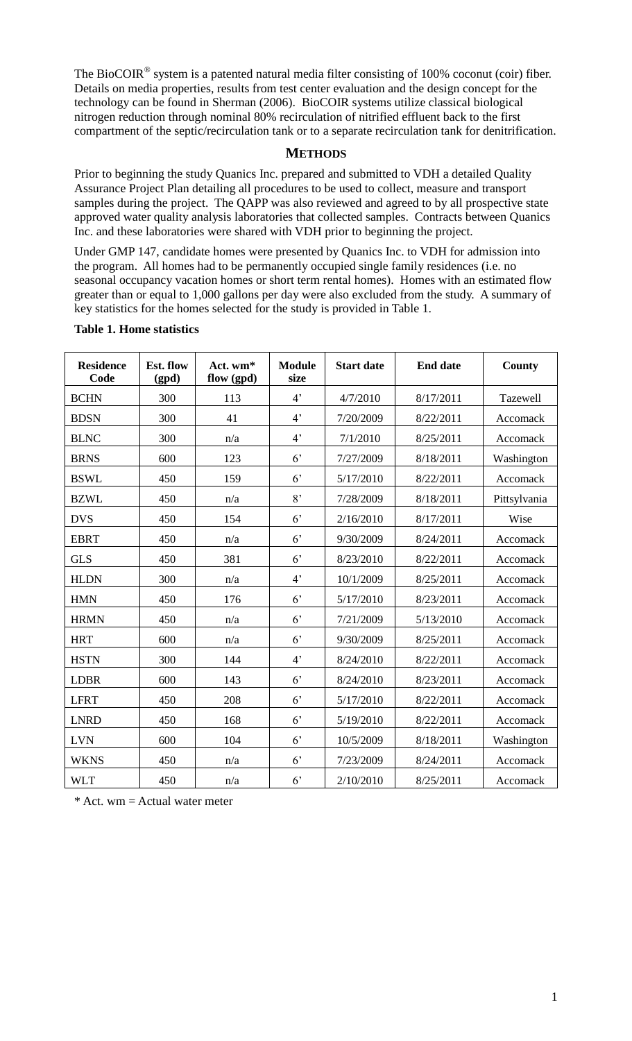The BioCOIR® system is a patented natural media filter consisting of 100% coconut (coir) fiber. Details on media properties, results from test center evaluation and the design concept for the technology can be found in Sherman (2006). BioCOIR systems utilize classical biological nitrogen reduction through nominal 80% recirculation of nitrified effluent back to the first compartment of the septic/recirculation tank or to a separate recirculation tank for denitrification.

## METHODS

Prior to beginning the study Quanics Inc. prepared and submitted to VDH a detailed Quality Assurance Project Plan detailing all procedures to be used to collect, measure and transport samples during the project. The QAPP was also reviewed and agreed to by all prospective state approved water quality analysis laboratories that collected samples. Contracts between Quanics Inc. and these laboratories were shared with VDH prior to beginning the project.

Under GMP 147, candidate homes were presented by Quanics Inc. to VDH for admission into the program. All homes had to be permanently occupied single family residences (i.e. no seasonal occupancy vacation homes or short term rental homes). Homes with an estimated flow greater than or equal to 1,000 gallons per day were also excluded from the study. A summary of key statistics for the homes selected for the study is provided in Table 1.

**Table 1. Home statistics**

| Residence Code | Est. flow (gpd) | Act. wm* flow (gpd) | Module size | Start date | End date | County |
|---|---|---|---|---|---|---|
| BCHN | 300 | 113 | 4' | 4/7/2010 | 8/17/2011 | Tazewell |
| BDSN | 300 | 41 | 4' | 7/20/2009 | 8/22/2011 | Accomack |
| BLNC | 300 | n/a | 4' | 7/1/2010 | 8/25/2011 | Accomack |
| BRNS | 600 | 123 | 6' | 7/27/2009 | 8/18/2011 | Washington |
| BSWL | 450 | 159 | 6' | 5/17/2010 | 8/22/2011 | Accomack |
| BZWL | 450 | n/a | 8' | 7/28/2009 | 8/18/2011 | Pittsylvania |
| DVS | 450 | 154 | 6' | 2/16/2010 | 8/17/2011 | Wise |
| EBRT | 450 | n/a | 6' | 9/30/2009 | 8/24/2011 | Accomack |
| GLS | 450 | 381 | 6' | 8/23/2010 | 8/22/2011 | Accomack |
| HLDN | 300 | n/a | 4' | 10/1/2009 | 8/25/2011 | Accomack |
| HMN | 450 | 176 | 6' | 5/17/2010 | 8/23/2011 | Accomack |
| HRMN | 450 | n/a | 6' | 7/21/2009 | 5/13/2010 | Accomack |
| HRT | 600 | n/a | 6' | 9/30/2009 | 8/25/2011 | Accomack |
| HSTN | 300 | 144 | 4' | 8/24/2010 | 8/22/2011 | Accomack |
| LDBR | 600 | 143 | 6' | 8/24/2010 | 8/23/2011 | Accomack |
| LFRT | 450 | 208 | 6' | 5/17/2010 | 8/22/2011 | Accomack |
| LNRD | 450 | 168 | 6' | 5/19/2010 | 8/22/2011 | Accomack |
| LVN | 600 | 104 | 6' | 10/5/2009 | 8/18/2011 | Washington |
| WKNS | 450 | n/a | 6' | 7/23/2009 | 8/24/2011 | Accomack |
| WLT | 450 | n/a | 6' | 2/10/2010 | 8/25/2011 | Accomack |

* Act. wm = Actual water meter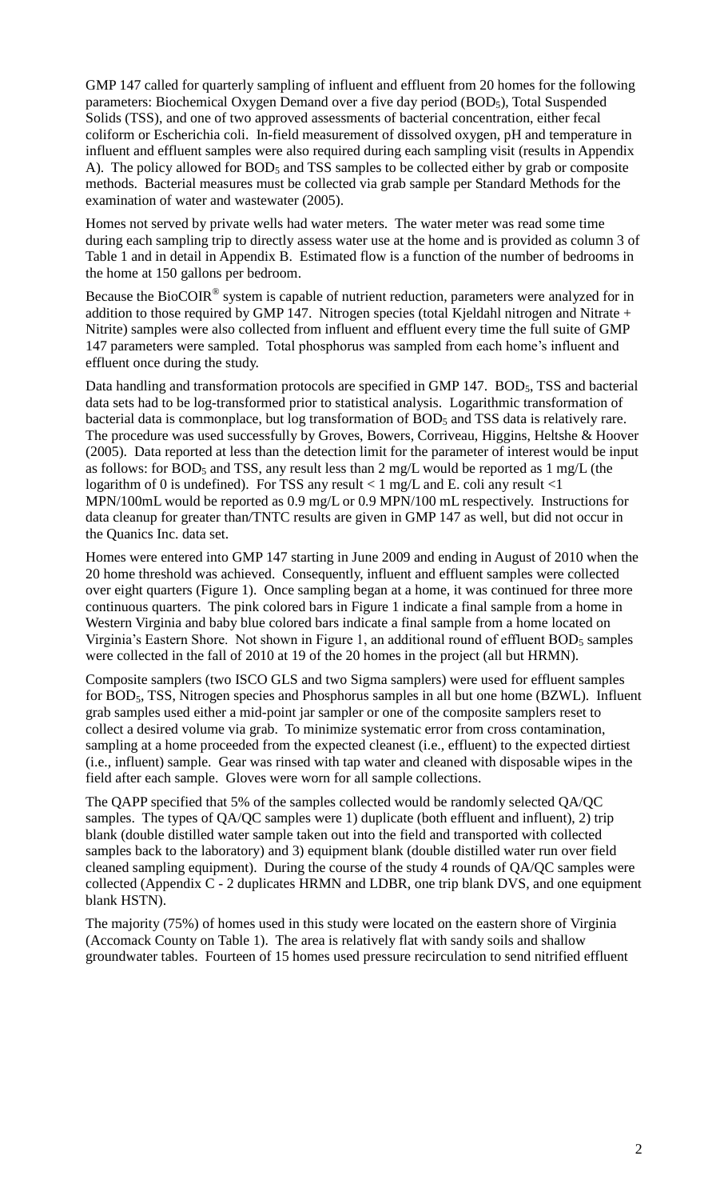GMP 147 called for quarterly sampling of influent and effluent from 20 homes for the following parameters: Biochemical Oxygen Demand over a five day period ($BOD_5$), Total Suspended Solids (TSS), and one of two approved assessments of bacterial concentration, either fecal coliform or Escherichia coli. In-field measurement of dissolved oxygen, pH and temperature in influent and effluent samples were also required during each sampling visit (results in Appendix A). The policy allowed for $BOD_5$ and TSS samples to be collected either by grab or composite methods. Bacterial measures must be collected via grab sample per Standard Methods for the examination of water and wastewater (2005).

Homes not served by private wells had water meters. The water meter was read some time during each sampling trip to directly assess water use at the home and is provided as column 3 of Table 1 and in detail in Appendix B. Estimated flow is a function of the number of bedrooms in the home at 150 gallons per bedroom.

Because the BioCOIR® system is capable of nutrient reduction, parameters were analyzed for in addition to those required by GMP 147. Nitrogen species (total Kjeldahl nitrogen and Nitrate + Nitrite) samples were also collected from influent and effluent every time the full suite of GMP 147 parameters were sampled. Total phosphorus was sampled from each home's influent and effluent once during the study.

Data handling and transformation protocols are specified in GMP 147. $BOD_5$, TSS and bacterial data sets had to be log-transformed prior to statistical analysis. Logarithmic transformation of bacterial data is commonplace, but log transformation of $BOD_5$ and TSS data is relatively rare. The procedure was used successfully by Groves, Bowers, Corriveau, Higgins, Heltshe & Hoover (2005). Data reported at less than the detection limit for the parameter of interest would be input as follows: for $BOD_5$ and TSS, any result less than 2 mg/L would be reported as 1 mg/L (the logarithm of 0 is undefined). For TSS any result < 1 mg/L and E. coli any result <1 MPN/100mL would be reported as 0.9 mg/L or 0.9 MPN/100 mL respectively. Instructions for data cleanup for greater than/TNTC results are given in GMP 147 as well, but did not occur in the Quanics Inc. data set.

Homes were entered into GMP 147 starting in June 2009 and ending in August of 2010 when the 20 home threshold was achieved. Consequently, influent and effluent samples were collected over eight quarters (Figure 1). Once sampling began at a home, it was continued for three more continuous quarters. The pink colored bars in Figure 1 indicate a final sample from a home in Western Virginia and baby blue colored bars indicate a final sample from a home located on Virginia's Eastern Shore. Not shown in Figure 1, an additional round of effluent $BOD_5$ samples were collected in the fall of 2010 at 19 of the 20 homes in the project (all but HRMN).

Composite samplers (two ISCO GLS and two Sigma samplers) were used for effluent samples for $BOD_5$, TSS, Nitrogen species and Phosphorus samples in all but one home (BZWL). Influent grab samples used either a mid-point jar sampler or one of the composite samplers reset to collect a desired volume via grab. To minimize systematic error from cross contamination, sampling at a home proceeded from the expected cleanest (i.e., effluent) to the expected dirtiest (i.e., influent) sample. Gear was rinsed with tap water and cleaned with disposable wipes in the field after each sample. Gloves were worn for all sample collections.

The QAPP specified that 5% of the samples collected would be randomly selected QA/QC samples. The types of QA/QC samples were 1) duplicate (both effluent and influent), 2) trip blank (double distilled water sample taken out into the field and transported with collected samples back to the laboratory) and 3) equipment blank (double distilled water run over field cleaned sampling equipment). During the course of the study 4 rounds of QA/QC samples were collected (Appendix C - 2 duplicates HRMN and LDBR, one trip blank DVS, and one equipment blank HSTN).

The majority (75%) of homes used in this study were located on the eastern shore of Virginia (Accomack County on Table 1). The area is relatively flat with sandy soils and shallow groundwater tables. Fourteen of 15 homes used pressure recirculation to send nitrified effluent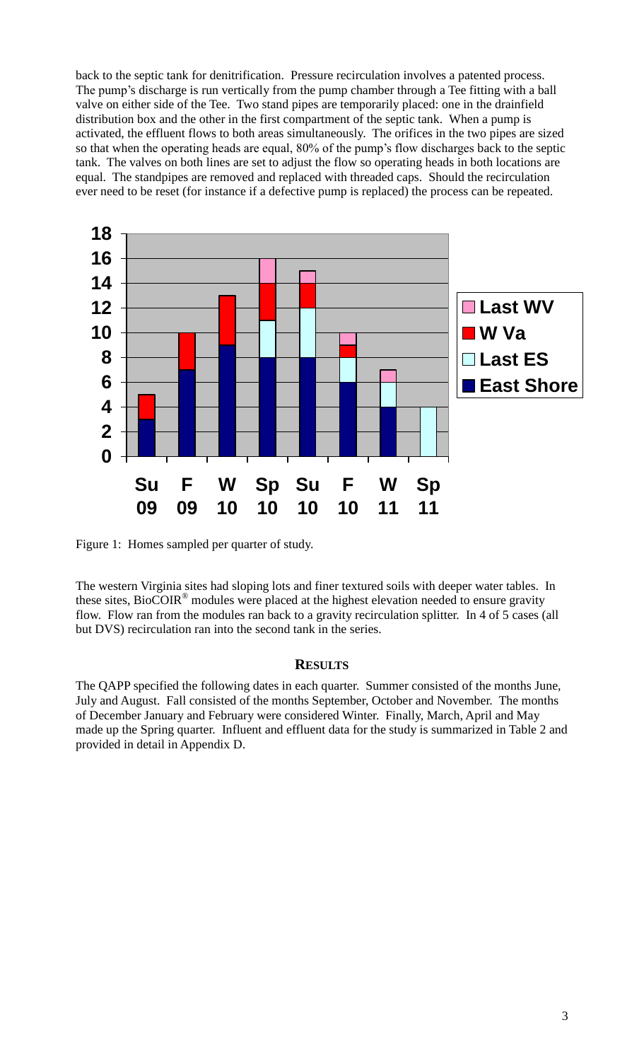back to the septic tank for denitrification. Pressure recirculation involves a patented process. The pump's discharge is run vertically from the pump chamber through a Tee fitting with a ball valve on either side of the Tee. Two stand pipes are temporarily placed: one in the drainfield distribution box and the other in the first compartment of the septic tank. When a pump is activated, the effluent flows to both areas simultaneously. The orifices in the two pipes are sized so that when the operating heads are equal, 80% of the pump's flow discharges back to the septic tank. The valves on both lines are set to adjust the flow so operating heads in both locations are equal. The standpipes are removed and replaced with threaded caps. Should the recirculation ever need to be reset (for instance if a defective pump is replaced) the process can be repeated.

Figure 1: Homes sampled per quarter of study.

The western Virginia sites had sloping lots and finer textured soils with deeper water tables. In these sites, BioCOIR® modules were placed at the highest elevation needed to ensure gravity flow. Flow ran from the modules ran back to a gravity recirculation splitter. In 4 of 5 cases (all but DVS) recirculation ran into the second tank in the series.

## RESULTS

The QAPP specified the following dates in each quarter. Summer consisted of the months June, July and August. Fall consisted of the months September, October and November. The months of December January and February were considered Winter. Finally, March, April and May made up the Spring quarter. Influent and effluent data for the study is summarized in Table 2 and provided in detail in Appendix D.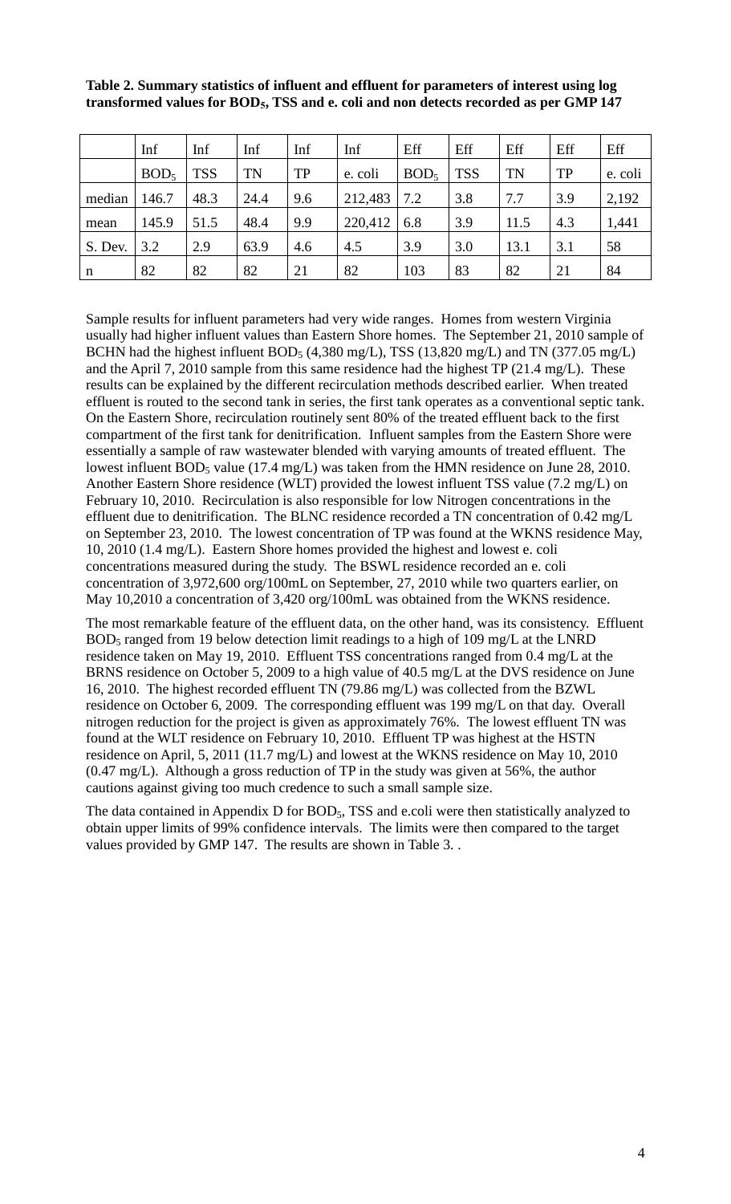**Table 2. Summary statistics of influent and effluent for parameters of interest using log transformed values for $BOD_5$, TSS and e. coli and non detects recorded as per GMP 147**

| | Inf | Inf | Inf | Inf | Inf | Eff | Eff | Eff | Eff | Eff |
|---|---|---|---|---|---|---|---|---|---|---|
| | $BOD_5$ | TSS | TN | TP | e. coli | $BOD_5$ | TSS | TN | TP | e. coli |
| median | 146.7 | 48.3 | 24.4 | 9.6 | 212,483 | 7.2 | 3.8 | 7.7 | 3.9 | 2,192 |
| mean | 145.9 | 51.5 | 48.4 | 9.9 | 220,412 | 6.8 | 3.9 | 11.5 | 4.3 | 1,441 |
| S. Dev. | 3.2 | 2.9 | 63.9 | 4.6 | 4.5 | 3.9 | 3.0 | 13.1 | 3.1 | 58 |
| n | 82 | 82 | 82 | 21 | 82 | 103 | 83 | 82 | 21 | 84 |

Sample results for influent parameters had very wide ranges. Homes from western Virginia usually had higher influent values than Eastern Shore homes. The September 21, 2010 sample of BCHN had the highest influent $BOD_5$ (4,380 mg/L), TSS (13,820 mg/L) and TN (377.05 mg/L) and the April 7, 2010 sample from this same residence had the highest TP (21.4 mg/L). These results can be explained by the different recirculation methods described earlier. When treated effluent is routed to the second tank in series, the first tank operates as a conventional septic tank. On the Eastern Shore, recirculation routinely sent 80% of the treated effluent back to the first compartment of the first tank for denitrification. Influent samples from the Eastern Shore were essentially a sample of raw wastewater blended with varying amounts of treated effluent. The lowest influent $BOD_5$ value (17.4 mg/L) was taken from the HMN residence on June 28, 2010. Another Eastern Shore residence (WLT) provided the lowest influent TSS value (7.2 mg/L) on February 10, 2010. Recirculation is also responsible for low Nitrogen concentrations in the effluent due to denitrification. The BLNC residence recorded a TN concentration of 0.42 mg/L on September 23, 2010. The lowest concentration of TP was found at the WKNS residence May, 10, 2010 (1.4 mg/L). Eastern Shore homes provided the highest and lowest e. coli concentrations measured during the study. The BSWL residence recorded an e. coli concentration of 3,972,600 org/100mL on September, 27, 2010 while two quarters earlier, on May 10,2010 a concentration of 3,420 org/100mL was obtained from the WKNS residence.

The most remarkable feature of the effluent data, on the other hand, was its consistency. Effluent $BOD_5$ ranged from 19 below detection limit readings to a high of 109 mg/L at the LNRD residence taken on May 19, 2010. Effluent TSS concentrations ranged from 0.4 mg/L at the BRNS residence on October 5, 2009 to a high value of 40.5 mg/L at the DVS residence on June 16, 2010. The highest recorded effluent TN (79.86 mg/L) was collected from the BZWL residence on October 6, 2009. The corresponding effluent was 199 mg/L on that day. Overall nitrogen reduction for the project is given as approximately 76%. The lowest effluent TN was found at the WLT residence on February 10, 2010. Effluent TP was highest at the HSTN residence on April, 5, 2011 (11.7 mg/L) and lowest at the WKNS residence on May 10, 2010 (0.47 mg/L). Although a gross reduction of TP in the study was given at 56%, the author cautions against giving too much credence to such a small sample size.

The data contained in Appendix D for $BOD_5$, TSS and e.coli were then statistically analyzed to obtain upper limits of 99% confidence intervals. The limits were then compared to the target values provided by GMP 147. The results are shown in Table 3. .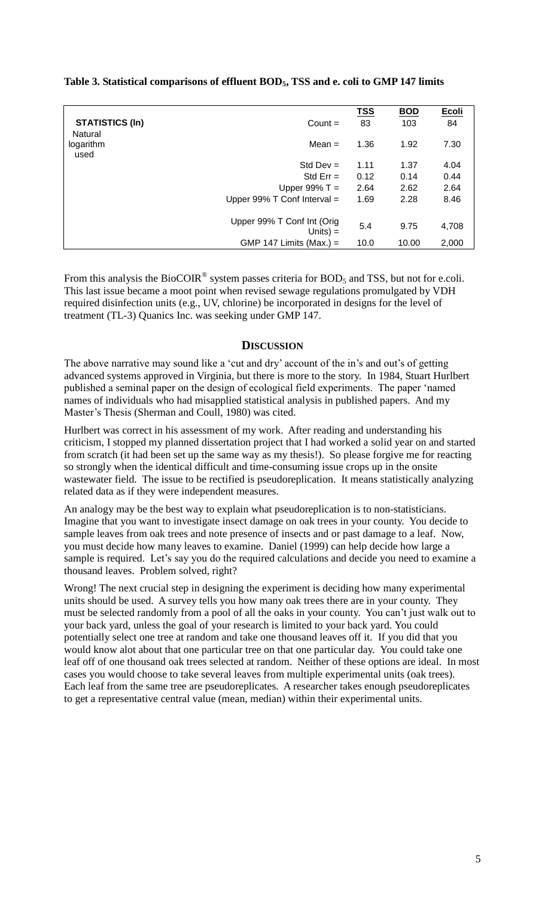**Table 3. Statistical comparisons of effluent $BOD_5$, TSS and e. coli to GMP 147 limits**

| | | TSS | BOD | Ecoli |
|---|---|---|---|---|
| **STATISTICS (ln)** | Count = | 83 | 103 | 84 |
| Natural logarithm used | Mean = | 1.36 | 1.92 | 7.30 |
| | Std Dev = | 1.11 | 1.37 | 4.04 |
| | Std Err = | 0.12 | 0.14 | 0.44 |
| | Upper 99% T = | 2.64 | 2.62 | 2.64 |
| | Upper 99% T Conf Interval = | 1.69 | 2.28 | 8.46 |
| | Upper 99% T Conf Int (Orig Units) = | 5.4 | 9.75 | 4,708 |
| | GMP 147 Limits (Max.) = | 10.0 | 10.00 | 2,000 |

From this analysis the BioCOIR® system passes criteria for $BOD_5$ and TSS, but not for e.coli. This last issue became a moot point when revised sewage regulations promulgated by VDH required disinfection units (e.g., UV, chlorine) be incorporated in designs for the level of treatment (TL-3) Quanics Inc. was seeking under GMP 147.

## DISCUSSION

The above narrative may sound like a 'cut and dry' account of the in's and out's of getting advanced systems approved in Virginia, but there is more to the story. In 1984, Stuart Hurlbert published a seminal paper on the design of ecological field experiments. The paper 'named names of individuals who had misapplied statistical analysis in published papers. And my Master's Thesis (Sherman and Coull, 1980) was cited.

Hurlbert was correct in his assessment of my work. After reading and understanding his criticism, I stopped my planned dissertation project that I had worked a solid year on and started from scratch (it had been set up the same way as my thesis!). So please forgive me for reacting so strongly when the identical difficult and time-consuming issue crops up in the onsite wastewater field. The issue to be rectified is pseudoreplication. It means statistically analyzing related data as if they were independent measures.

An analogy may be the best way to explain what pseudoreplication is to non-statisticians. Imagine that you want to investigate insect damage on oak trees in your county. You decide to sample leaves from oak trees and note presence of insects and or past damage to a leaf. Now, you must decide how many leaves to examine. Daniel (1999) can help decide how large a sample is required. Let's say you do the required calculations and decide you need to examine a thousand leaves. Problem solved, right?

Wrong! The next crucial step in designing the experiment is deciding how many experimental units should be used. A survey tells you how many oak trees there are in your county. They must be selected randomly from a pool of all the oaks in your county. You can't just walk out to your back yard, unless the goal of your research is limited to your back yard. You could potentially select one tree at random and take one thousand leaves off it. If you did that you would know alot about that one particular tree on that one particular day. You could take one leaf off of one thousand oak trees selected at random. Neither of these options are ideal. In most cases you would choose to take several leaves from multiple experimental units (oak trees). Each leaf from the same tree are pseudoreplicates. A researcher takes enough pseudoreplicates to get a representative central value (mean, median) within their experimental units.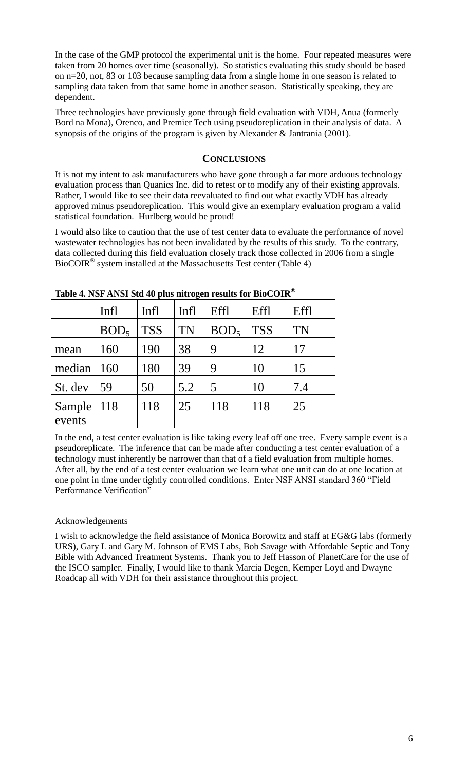In the case of the GMP protocol the experimental unit is the home. Four repeated measures were taken from 20 homes over time (seasonally). So statistics evaluating this study should be based on n=20, not, 83 or 103 because sampling data from a single home in one season is related to sampling data taken from that same home in another season. Statistically speaking, they are dependent.

Three technologies have previously gone through field evaluation with VDH, Anua (formerly Bord na Mona), Orenco, and Premier Tech using pseudoreplication in their analysis of data. A synopsis of the origins of the program is given by Alexander & Jantrania (2001).

## CONCLUSIONS

It is not my intent to ask manufacturers who have gone through a far more arduous technology evaluation process than Quanics Inc. did to retest or to modify any of their existing approvals. Rather, I would like to see their data reevaluated to find out what exactly VDH has already approved minus pseudoreplication. This would give an exemplary evaluation program a valid statistical foundation. Hurlberg would be proud!

I would also like to caution that the use of test center data to evaluate the performance of novel wastewater technologies has not been invalidated by the results of this study. To the contrary, data collected during this field evaluation closely track those collected in 2006 from a single BioCOIR® system installed at the Massachusetts Test center (Table 4)

**Table 4. NSF ANSI Std 40 plus nitrogen results for BioCOIR®**

| | Infl | Infl | Infl | Effl | Effl | Effl |
|---|---|---|---|---|---|---|
| | $BOD_5$ | TSS | TN | $BOD_5$ | TSS | TN |
| mean | 160 | 190 | 38 | 9 | 12 | 17 |
| median | 160 | 180 | 39 | 9 | 10 | 15 |
| St. dev | 59 | 50 | 5.2 | 5 | 10 | 7.4 |
| Sample events | 118 | 118 | 25 | 118 | 118 | 25 |

In the end, a test center evaluation is like taking every leaf off one tree. Every sample event is a pseudoreplicate. The inference that can be made after conducting a test center evaluation of a technology must inherently be narrower than that of a field evaluation from multiple homes. After all, by the end of a test center evaluation we learn what one unit can do at one location at one point in time under tightly controlled conditions. Enter NSF ANSI standard 360 "Field Performance Verification"

Acknowledgements

I wish to acknowledge the field assistance of Monica Borowitz and staff at EG&G labs (formerly URS), Gary L and Gary M. Johnson of EMS Labs, Bob Savage with Affordable Septic and Tony Bible with Advanced Treatment Systems. Thank you to Jeff Hasson of PlanetCare for the use of the ISCO sampler. Finally, I would like to thank Marcia Degen, Kemper Loyd and Dwayne Roadcap all with VDH for their assistance throughout this project.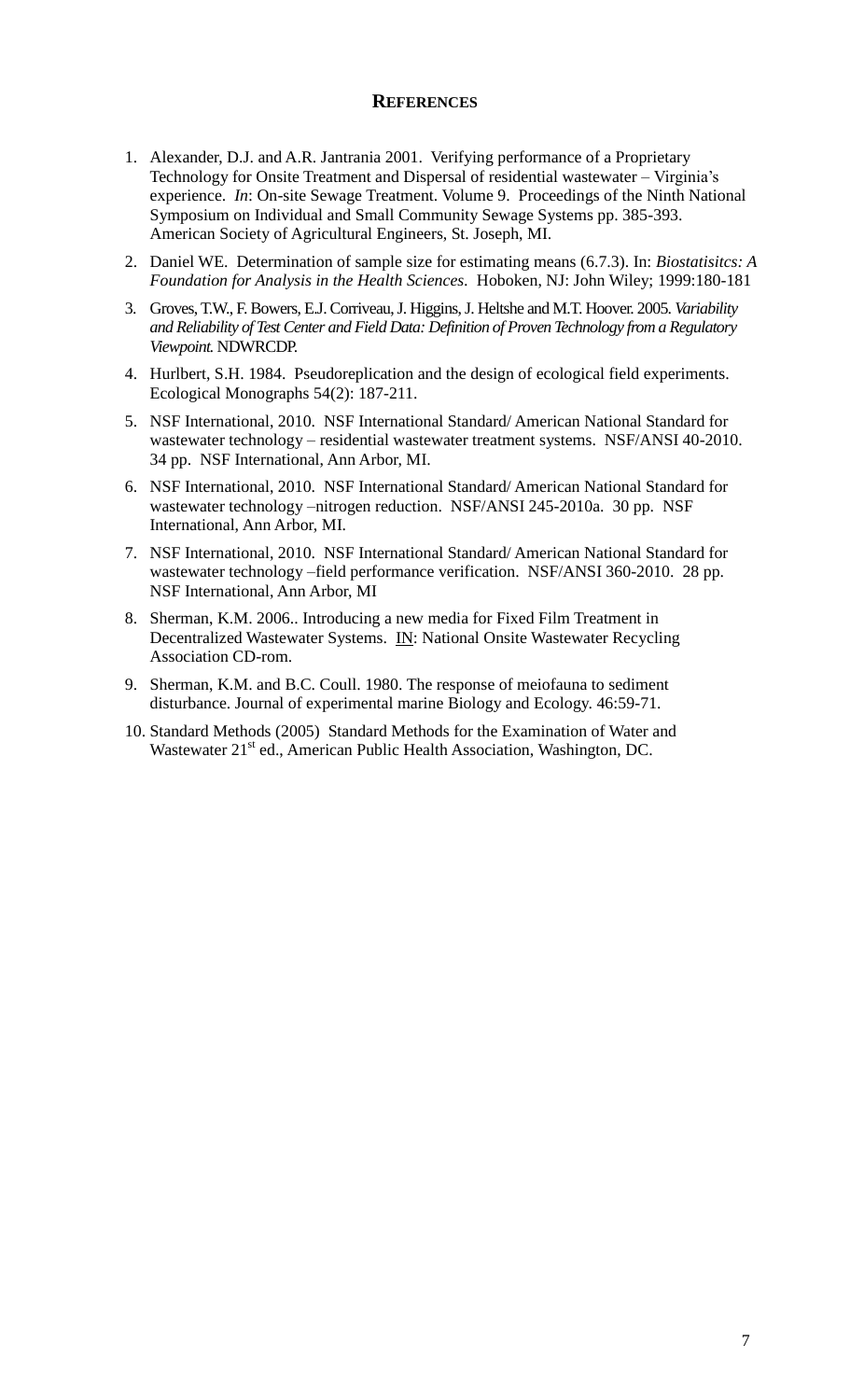## REFERENCES

1. Alexander, D.J. and A.R. Jantrania 2001. Verifying performance of a Proprietary Technology for Onsite Treatment and Dispersal of residential wastewater – Virginia's experience. *In*: On-site Sewage Treatment. Volume 9. Proceedings of the Ninth National Symposium on Individual and Small Community Sewage Systems pp. 385-393. American Society of Agricultural Engineers, St. Joseph, MI.
2. Daniel WE. Determination of sample size for estimating means (6.7.3). In: *Biostatisitcs: A Foundation for Analysis in the Health Sciences*. Hoboken, NJ: John Wiley; 1999:180-181
3. Groves, T.W., F. Bowers, E.J. Corriveau, J. Higgins, J. Heltshe and M.T. Hoover. 2005. *Variability and Reliability of Test Center and Field Data: Definition of Proven Technology from a Regulatory Viewpoint.* NDWRCDP.
4. Hurlbert, S.H. 1984. Pseudoreplication and the design of ecological field experiments. Ecological Monographs 54(2): 187-211.
5. NSF International, 2010. NSF International Standard/ American National Standard for wastewater technology – residential wastewater treatment systems. NSF/ANSI 40-2010. 34 pp. NSF International, Ann Arbor, MI.
6. NSF International, 2010. NSF International Standard/ American National Standard for wastewater technology –nitrogen reduction. NSF/ANSI 245-2010a. 30 pp. NSF International, Ann Arbor, MI.
7. NSF International, 2010. NSF International Standard/ American National Standard for wastewater technology –field performance verification. NSF/ANSI 360-2010. 28 pp. NSF International, Ann Arbor, MI
8. Sherman, K.M. 2006.. Introducing a new media for Fixed Film Treatment in Decentralized Wastewater Systems. IN: National Onsite Wastewater Recycling Association CD-rom.
9. Sherman, K.M. and B.C. Coull. 1980. The response of meiofauna to sediment disturbance. Journal of experimental marine Biology and Ecology. 46:59-71.
10. Standard Methods (2005) Standard Methods for the Examination of Water and Wastewater 21st ed., American Public Health Association, Washington, DC.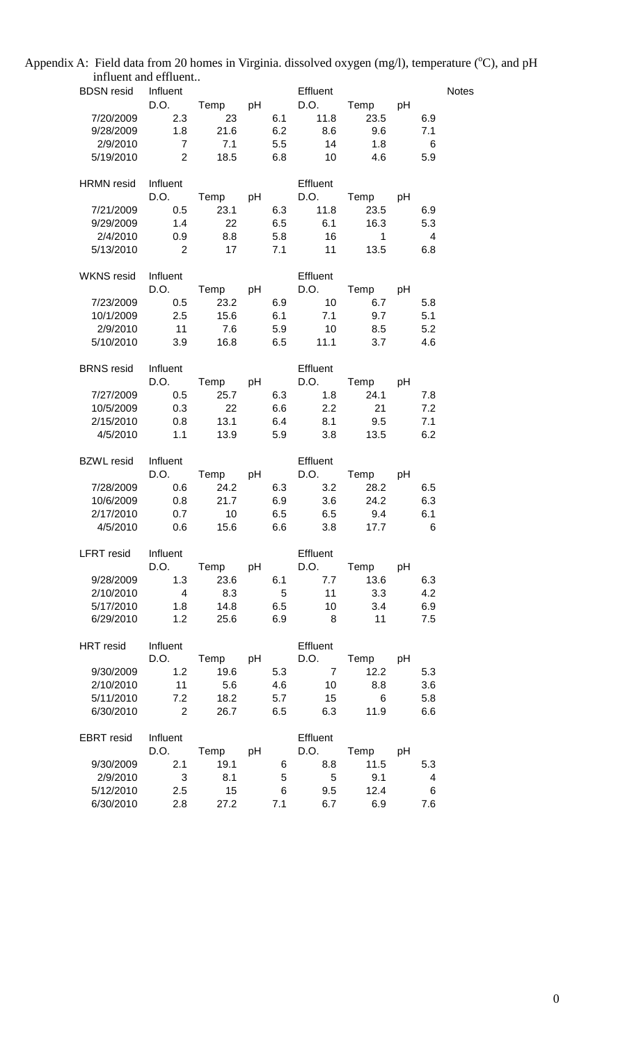Appendix A: Field data from 20 homes in Virginia. dissolved oxygen (mg/l), temperature ($^{o}C$), and pH influent and effluent..

| BDSN resid | Influent | | | Effluent | | | Notes |
|---|---|---|---|---|---|---|---|
| | D.O. | Temp | pH | D.O. | Temp | pH | |
| 7/20/2009 | 2.3 | 23 | 6.1 | 11.8 | 23.5 | 6.9 | |
| 9/28/2009 | 1.8 | 21.6 | 6.2 | 8.6 | 9.6 | 7.1 | |
| 2/9/2010 | 7 | 7.1 | 5.5 | 14 | 1.8 | 6 | |
| 5/19/2010 | 2 | 18.5 | 6.8 | 10 | 4.6 | 5.9 | |

| HRMN resid | Influent | | | Effluent | | |
|---|---|---|---|---|---|---|
| | D.O. | Temp | pH | D.O. | Temp | pH |
| 7/21/2009 | 0.5 | 23.1 | 6.3 | 11.8 | 23.5 | 6.9 |
| 9/29/2009 | 1.4 | 22 | 6.5 | 6.1 | 16.3 | 5.3 |
| 2/4/2010 | 0.9 | 8.8 | 5.8 | 16 | 1 | 4 |
| 5/13/2010 | 2 | 17 | 7.1 | 11 | 13.5 | 6.8 |

| WKNS resid | Influent | | | Effluent | | |
|---|---|---|---|---|---|---|
| | D.O. | Temp | pH | D.O. | Temp | pH |
| 7/23/2009 | 0.5 | 23.2 | 6.9 | 10 | 6.7 | 5.8 |
| 10/1/2009 | 2.5 | 15.6 | 6.1 | 7.1 | 9.7 | 5.1 |
| 2/9/2010 | 11 | 7.6 | 5.9 | 10 | 8.5 | 5.2 |
| 5/10/2010 | 3.9 | 16.8 | 6.5 | 11.1 | 3.7 | 4.6 |

| BRNS resid | Influent | | | Effluent | | |
|---|---|---|---|---|---|---|
| | D.O. | Temp | pH | D.O. | Temp | pH |
| 7/27/2009 | 0.5 | 25.7 | 6.3 | 1.8 | 24.1 | 7.8 |
| 10/5/2009 | 0.3 | 22 | 6.6 | 2.2 | 21 | 7.2 |
| 2/15/2010 | 0.8 | 13.1 | 6.4 | 8.1 | 9.5 | 7.1 |
| 4/5/2010 | 1.1 | 13.9 | 5.9 | 3.8 | 13.5 | 6.2 |

| BZWL resid | Influent | | | Effluent | | |
|---|---|---|---|---|---|---|
| | D.O. | Temp | pH | D.O. | Temp | pH |
| 7/28/2009 | 0.6 | 24.2 | 6.3 | 3.2 | 28.2 | 6.5 |
| 10/6/2009 | 0.8 | 21.7 | 6.9 | 3.6 | 24.2 | 6.3 |
| 2/17/2010 | 0.7 | 10 | 6.5 | 6.5 | 9.4 | 6.1 |
| 4/5/2010 | 0.6 | 15.6 | 6.6 | 3.8 | 17.7 | 6 |

| LFRT resid | Influent | | | Effluent | | |
|---|---|---|---|---|---|---|
| | D.O. | Temp | pH | D.O. | Temp | pH |
| 9/28/2009 | 1.3 | 23.6 | 6.1 | 7.7 | 13.6 | 6.3 |
| 2/10/2010 | 4 | 8.3 | 5 | 11 | 3.3 | 4.2 |
| 5/17/2010 | 1.8 | 14.8 | 6.5 | 10 | 3.4 | 6.9 |
| 6/29/2010 | 1.2 | 25.6 | 6.9 | 8 | 11 | 7.5 |

| HRT resid | Influent | | | Effluent | | |
|---|---|---|---|---|---|---|
| | D.O. | Temp | pH | D.O. | Temp | pH |
| 9/30/2009 | 1.2 | 19.6 | 5.3 | 7 | 12.2 | 5.3 |
| 2/10/2010 | 11 | 5.6 | 4.6 | 10 | 8.8 | 3.6 |
| 5/11/2010 | 7.2 | 18.2 | 5.7 | 15 | 6 | 5.8 |
| 6/30/2010 | 2 | 26.7 | 6.5 | 6.3 | 11.9 | 6.6 |

| EBRT resid | Influent | | | Effluent | | |
|---|---|---|---|---|---|---|
| | D.O. | Temp | pH | D.O. | Temp | pH |
| 9/30/2009 | 2.1 | 19.1 | 6 | 8.8 | 11.5 | 5.3 |
| 2/9/2010 | 3 | 8.1 | 5 | 5 | 9.1 | 4 |
| 5/12/2010 | 2.5 | 15 | 6 | 9.5 | 12.4 | 6 |
| 6/30/2010 | 2.8 | 27.2 | 7.1 | 6.7 | 6.9 | 7.6 |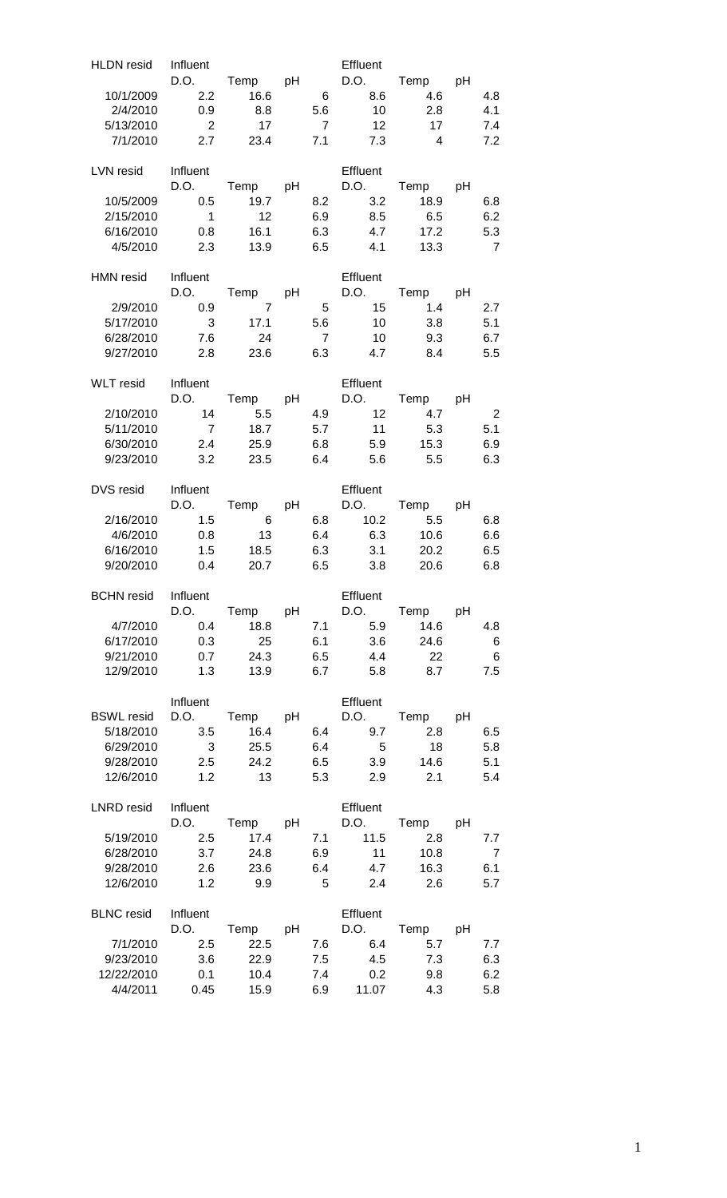| HLDN resid | Influent | | | Effluent | | |
|---|---|---|---|---|---|---|
| | D.O. | Temp | pH | D.O. | Temp | pH |
| 10/1/2009 | 2.2 | 16.6 | 6 | 8.6 | 4.6 | 4.8 |
| 2/4/2010 | 0.9 | 8.8 | 5.6 | 10 | 2.8 | 4.1 |
| 5/13/2010 | 2 | 17 | 7 | 12 | 17 | 7.4 |
| 7/1/2010 | 2.7 | 23.4 | 7.1 | 7.3 | 4 | 7.2 |

| LVN resid | Influent | | | Effluent | | |
|---|---|---|---|---|---|---|
| | D.O. | Temp | pH | D.O. | Temp | pH |
| 10/5/2009 | 0.5 | 19.7 | 8.2 | 3.2 | 18.9 | 6.8 |
| 2/15/2010 | 1 | 12 | 6.9 | 8.5 | 6.5 | 6.2 |
| 6/16/2010 | 0.8 | 16.1 | 6.3 | 4.7 | 17.2 | 5.3 |
| 4/5/2010 | 2.3 | 13.9 | 6.5 | 4.1 | 13.3 | 7 |

| HMN resid | Influent | | | Effluent | | |
|---|---|---|---|---|---|---|
| | D.O. | Temp | pH | D.O. | Temp | pH |
| 2/9/2010 | 0.9 | 7 | 5 | 15 | 1.4 | 2.7 |
| 5/17/2010 | 3 | 17.1 | 5.6 | 10 | 3.8 | 5.1 |
| 6/28/2010 | 7.6 | 24 | 7 | 10 | 9.3 | 6.7 |
| 9/27/2010 | 2.8 | 23.6 | 6.3 | 4.7 | 8.4 | 5.5 |

| WLT resid | Influent | | | Effluent | | |
|---|---|---|---|---|---|---|
| | D.O. | Temp | pH | D.O. | Temp | pH |
| 2/10/2010 | 14 | 5.5 | 4.9 | 12 | 4.7 | 2 |
| 5/11/2010 | 7 | 18.7 | 5.7 | 11 | 5.3 | 5.1 |
| 6/30/2010 | 2.4 | 25.9 | 6.8 | 5.9 | 15.3 | 6.9 |
| 9/23/2010 | 3.2 | 23.5 | 6.4 | 5.6 | 5.5 | 6.3 |

| DVS resid | Influent | | | Effluent | | |
|---|---|---|---|---|---|---|
| | D.O. | Temp | pH | D.O. | Temp | pH |
| 2/16/2010 | 1.5 | 6 | 6.8 | 10.2 | 5.5 | 6.8 |
| 4/6/2010 | 0.8 | 13 | 6.4 | 6.3 | 10.6 | 6.6 |
| 6/16/2010 | 1.5 | 18.5 | 6.3 | 3.1 | 20.2 | 6.5 |
| 9/20/2010 | 0.4 | 20.7 | 6.5 | 3.8 | 20.6 | 6.8 |

| BCHN resid | Influent | | | Effluent | | |
|---|---|---|---|---|---|---|
| | D.O. | Temp | pH | D.O. | Temp | pH |
| 4/7/2010 | 0.4 | 18.8 | 7.1 | 5.9 | 14.6 | 4.8 |
| 6/17/2010 | 0.3 | 25 | 6.1 | 3.6 | 24.6 | 6 |
| 9/21/2010 | 0.7 | 24.3 | 6.5 | 4.4 | 22 | 6 |
| 12/9/2010 | 1.3 | 13.9 | 6.7 | 5.8 | 8.7 | 7.5 |

| | Influent | | | Effluent | | |
|---|---|---|---|---|---|---|
| BSWL resid | D.O. | Temp | pH | D.O. | Temp | pH |
| 5/18/2010 | 3.5 | 16.4 | 6.4 | 9.7 | 2.8 | 6.5 |
| 6/29/2010 | 3 | 25.5 | 6.4 | 5 | 18 | 5.8 |
| 9/28/2010 | 2.5 | 24.2 | 6.5 | 3.9 | 14.6 | 5.1 |
| 12/6/2010 | 1.2 | 13 | 5.3 | 2.9 | 2.1 | 5.4 |

| LNRD resid | Influent | | | Effluent | | |
|---|---|---|---|---|---|---|
| | D.O. | Temp | pH | D.O. | Temp | pH |
| 5/19/2010 | 2.5 | 17.4 | 7.1 | 11.5 | 2.8 | 7.7 |
| 6/28/2010 | 3.7 | 24.8 | 6.9 | 11 | 10.8 | 7 |
| 9/28/2010 | 2.6 | 23.6 | 6.4 | 4.7 | 16.3 | 6.1 |
| 12/6/2010 | 1.2 | 9.9 | 5 | 2.4 | 2.6 | 5.7 |

| BLNC resid | Influent | | | Effluent | | |
|---|---|---|---|---|---|---|
| | D.O. | Temp | pH | D.O. | Temp | pH |
| 7/1/2010 | 2.5 | 22.5 | 7.6 | 6.4 | 5.7 | 7.7 |
| 9/23/2010 | 3.6 | 22.9 | 7.5 | 4.5 | 7.3 | 6.3 |
| 12/22/2010 | 0.1 | 10.4 | 7.4 | 0.2 | 9.8 | 6.2 |
| 4/4/2011 | 0.45 | 15.9 | 6.9 | 11.07 | 4.3 | 5.8 |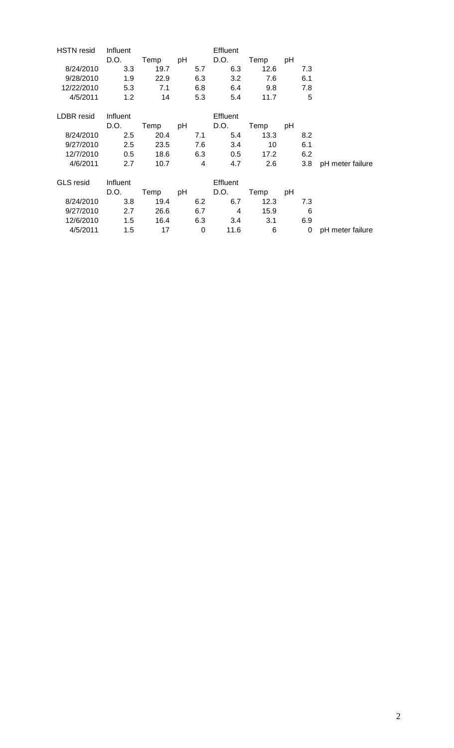| HSTN resid | Influent | | | Effluent | | | |
|---|---|---|---|---|---|---|---|
| | D.O. | Temp | pH | D.O. | Temp | pH | |
| 8/24/2010 | 3.3 | 19.7 | 5.7 | 6.3 | 12.6 | 7.3 | |
| 9/28/2010 | 1.9 | 22.9 | 6.3 | 3.2 | 7.6 | 6.1 | |
| 12/22/2010 | 5.3 | 7.1 | 6.8 | 6.4 | 9.8 | 7.8 | |
| 4/5/2011 | 1.2 | 14 | 5.3 | 5.4 | 11.7 | 5 | |

| LDBR resid | Influent | | | Effluent | | | |
|---|---|---|---|---|---|---|---|
| | D.O. | Temp | pH | D.O. | Temp | pH | |
| 8/24/2010 | 2.5 | 20.4 | 7.1 | 5.4 | 13.3 | 8.2 | |
| 9/27/2010 | 2.5 | 23.5 | 7.6 | 3.4 | 10 | 6.1 | |
| 12/7/2010 | 0.5 | 18.6 | 6.3 | 0.5 | 17.2 | 6.2 | |
| 4/6/2011 | 2.7 | 10.7 | 4 | 4.7 | 2.6 | 3.8 | pH meter failure |

| GLS resid | Influent | | | Effluent | | | |
|---|---|---|---|---|---|---|---|
| | D.O. | Temp | pH | D.O. | Temp | pH | |
| 8/24/2010 | 3.8 | 19.4 | 6.2 | 6.7 | 12.3 | 7.3 | |
| 9/27/2010 | 2.7 | 26.6 | 6.7 | 4 | 15.9 | 6 | |
| 12/6/2010 | 1.5 | 16.4 | 6.3 | 3.4 | 3.1 | 6.9 | |
| 4/5/2011 | 1.5 | 17 | 0 | 11.6 | 6 | 0 | pH meter failure |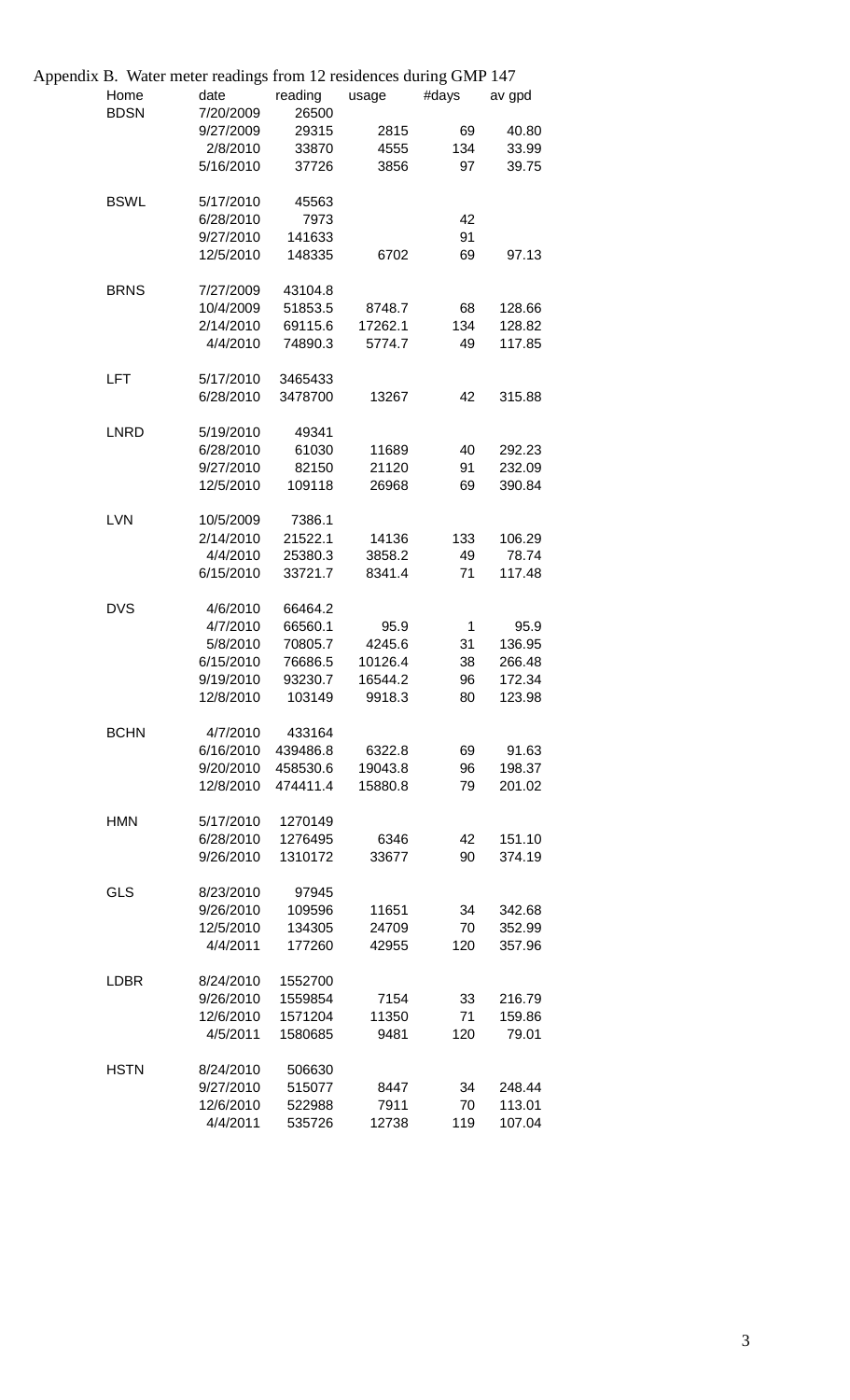Appendix B. Water meter readings from 12 residences during GMP 147

| Home | date | reading | usage | #days | av gpd |
|---|---|---|---|---|---|
| BDSN | 7/20/2009 | 26500 | | | |
| | 9/27/2009 | 29315 | 2815 | 69 | 40.80 |
| | 2/8/2010 | 33870 | 4555 | 134 | 33.99 |
| | 5/16/2010 | 37726 | 3856 | 97 | 39.75 |
| | | | | | |
| BSWL | 5/17/2010 | 45563 | | | |
| | 6/28/2010 | 7973 | | 42 | |
| | 9/27/2010 | 141633 | | 91 | |
| | 12/5/2010 | 148335 | 6702 | 69 | 97.13 |
| | | | | | |
| BRNS | 7/27/2009 | 43104.8 | | | |
| | 10/4/2009 | 51853.5 | 8748.7 | 68 | 128.66 |
| | 2/14/2010 | 69115.6 | 17262.1 | 134 | 128.82 |
| | 4/4/2010 | 74890.3 | 5774.7 | 49 | 117.85 |
| | | | | | |
| LFT | 5/17/2010 | 3465433 | | | |
| | 6/28/2010 | 3478700 | 13267 | 42 | 315.88 |
| | | | | | |
| LNRD | 5/19/2010 | 49341 | | | |
| | 6/28/2010 | 61030 | 11689 | 40 | 292.23 |
| | 9/27/2010 | 82150 | 21120 | 91 | 232.09 |
| | 12/5/2010 | 109118 | 26968 | 69 | 390.84 |
| | | | | | |
| LVN | 10/5/2009 | 7386.1 | | | |
| | 2/14/2010 | 21522.1 | 14136 | 133 | 106.29 |
| | 4/4/2010 | 25380.3 | 3858.2 | 49 | 78.74 |
| | 6/15/2010 | 33721.7 | 8341.4 | 71 | 117.48 |
| | | | | | |
| DVS | 4/6/2010 | 66464.2 | | | |
| | 4/7/2010 | 66560.1 | 95.9 | 1 | 95.9 |
| | 5/8/2010 | 70805.7 | 4245.6 | 31 | 136.95 |
| | 6/15/2010 | 76686.5 | 10126.4 | 38 | 266.48 |
| | 9/19/2010 | 93230.7 | 16544.2 | 96 | 172.34 |
| | 12/8/2010 | 103149 | 9918.3 | 80 | 123.98 |
| | | | | | |
| BCHN | 4/7/2010 | 433164 | | | |
| | 6/16/2010 | 439486.8 | 6322.8 | 69 | 91.63 |
| | 9/20/2010 | 458530.6 | 19043.8 | 96 | 198.37 |
| | 12/8/2010 | 474411.4 | 15880.8 | 79 | 201.02 |
| | | | | | |
| HMN | 5/17/2010 | 1270149 | | | |
| | 6/28/2010 | 1276495 | 6346 | 42 | 151.10 |
| | 9/26/2010 | 1310172 | 33677 | 90 | 374.19 |
| | | | | | |
| GLS | 8/23/2010 | 97945 | | | |
| | 9/26/2010 | 109596 | 11651 | 34 | 342.68 |
| | 12/5/2010 | 134305 | 24709 | 70 | 352.99 |
| | 4/4/2011 | 177260 | 42955 | 120 | 357.96 |
| | | | | | |
| LDBR | 8/24/2010 | 1552700 | | | |
| | 9/26/2010 | 1559854 | 7154 | 33 | 216.79 |
| | 12/6/2010 | 1571204 | 11350 | 71 | 159.86 |
| | 4/5/2011 | 1580685 | 9481 | 120 | 79.01 |
| | | | | | |
| HSTN | 8/24/2010 | 506630 | | | |
| | 9/27/2010 | 515077 | 8447 | 34 | 248.44 |
| | 12/6/2010 | 522988 | 7911 | 70 | 113.01 |
| | 4/4/2011 | 535726 | 12738 | 119 | 107.04 |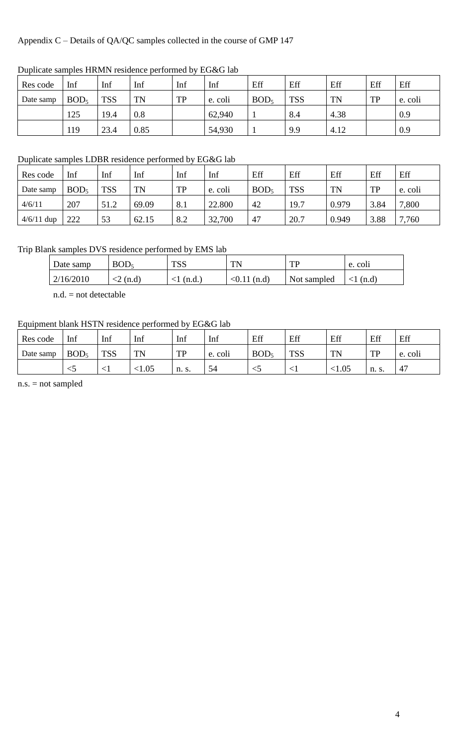Appendix C – Details of QA/QC samples collected in the course of GMP 147

Duplicate samples HRMN residence performed by EG&G lab

| Res code | Inf | Inf | Inf | Inf | Inf | Eff | Eff | Eff | Eff | Eff |
|---|---|---|---|---|---|---|---|---|---|---|
| Date samp | $BOD_5$ | TSS | TN | TP | e. coli | $BOD_5$ | TSS | TN | TP | e. coli |
| | 125 | 19.4 | 0.8 | | 62,940 | 1 | 8.4 | 4.38 | | 0.9 |
| | 119 | 23.4 | 0.85 | | 54,930 | 1 | 9.9 | 4.12 | | 0.9 |

Duplicate samples LDBR residence performed by EG&G lab

| Res code | Inf | Inf | Inf | Inf | Inf | Eff | Eff | Eff | Eff | Eff |
|---|---|---|---|---|---|---|---|---|---|---|
| Date samp | $BOD_5$ | TSS | TN | TP | e. coli | $BOD_5$ | TSS | TN | TP | e. coli |
| 4/6/11 | 207 | 51.2 | 69.09 | 8.1 | 22.800 | 42 | 19.7 | 0.979 | 3.84 | 7,800 |
| 4/6/11 dup | 222 | 53 | 62.15 | 8.2 | 32,700 | 47 | 20.7 | 0.949 | 3.88 | 7,760 |

Trip Blank samples DVS residence performed by EMS lab

| Date samp | $BOD_5$ | TSS | TN | TP | e. coli |
|---|---|---|---|---|---|
| 2/16/2010 | <2 (n.d) | <1 (n.d.) | <0.11 (n.d) | Not sampled | <1 (n.d) |

n.d. = not detectable

Equipment blank HSTN residence performed by EG&G lab

| Res code | Inf | Inf | Inf | Inf | Inf | Eff | Eff | Eff | Eff | Eff |
|---|---|---|---|---|---|---|---|---|---|---|
| Date samp | $BOD_5$ | TSS | TN | TP | e. coli | $BOD_5$ | TSS | TN | TP | e. coli |
| | <5 | <1 | <1.05 | n. s. | 54 | <5 | <1 | <1.05 | n. s. | 47 |

n.s. = not sampled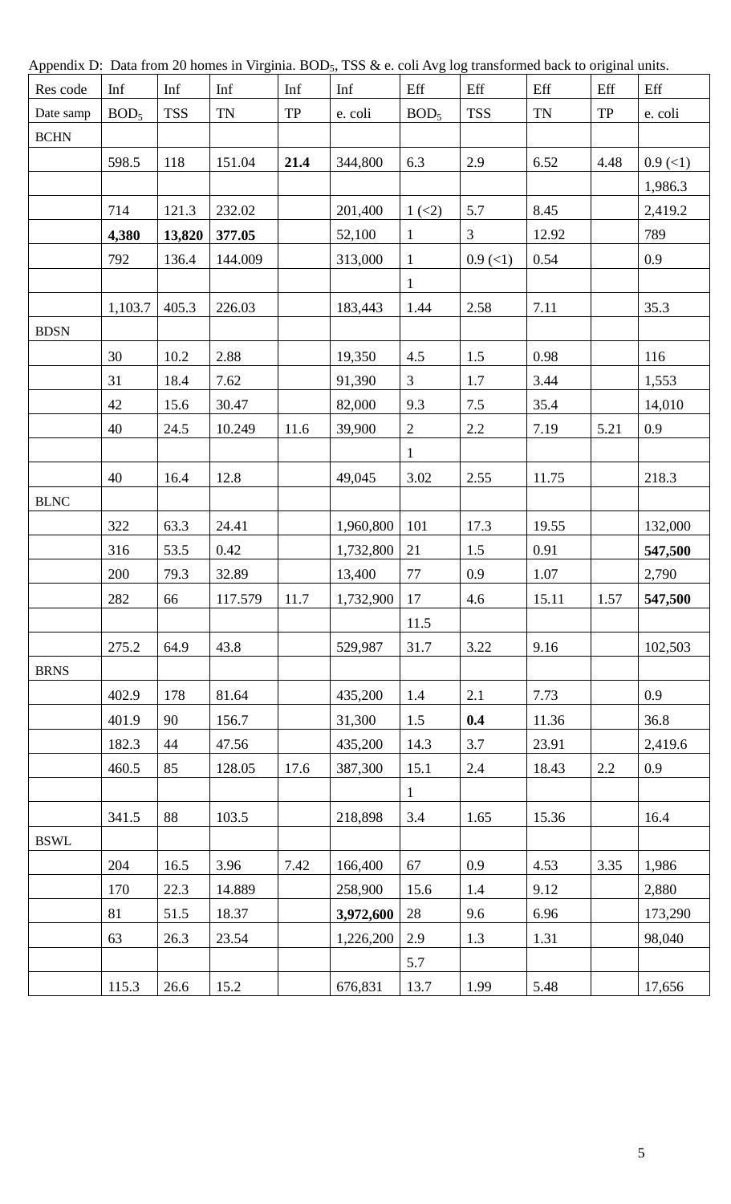Appendix D: Data from 20 homes in Virginia. $BOD_5$, TSS & e. coli Avg log transformed back to original units.

| Res code | Inf | Inf | Inf | Inf | Inf | Eff | Eff | Eff | Eff | Eff |
|---|---|---|---|---|---|---|---|---|---|---|
| Date samp | $BOD_5$ | TSS | TN | TP | e. coli | $BOD_5$ | TSS | TN | TP | e. coli |
| BCHN | | | | | | | | | | |
| | 598.5 | 118 | 151.04 | **21.4** | 344,800 | 6.3 | 2.9 | 6.52 | 4.48 | 0.9 (<1) |
| | | | | | | | | | | 1,986.3 |
| | 714 | 121.3 | 232.02 | | 201,400 | 1 (<2) | 5.7 | 8.45 | | 2,419.2 |
| | **4,380** | **13,820** | **377.05** | | 52,100 | 1 | 3 | 12.92 | | 789 |
| | 792 | 136.4 | 144.009 | | 313,000 | 1 | 0.9 (<1) | 0.54 | | 0.9 |
| | | | | | | 1 | | | | |
| | 1,103.7 | 405.3 | 226.03 | | 183,443 | 1.44 | 2.58 | 7.11 | | 35.3 |
| BDSN | | | | | | | | | | |
| | 30 | 10.2 | 2.88 | | 19,350 | 4.5 | 1.5 | 0.98 | | 116 |
| | 31 | 18.4 | 7.62 | | 91,390 | 3 | 1.7 | 3.44 | | 1,553 |
| | 42 | 15.6 | 30.47 | | 82,000 | 9.3 | 7.5 | 35.4 | | 14,010 |
| | 40 | 24.5 | 10.249 | 11.6 | 39,900 | 2 | 2.2 | 7.19 | 5.21 | 0.9 |
| | | | | | | 1 | | | | |
| | 40 | 16.4 | 12.8 | | 49,045 | 3.02 | 2.55 | 11.75 | | 218.3 |
| BLNC | | | | | | | | | | |
| | 322 | 63.3 | 24.41 | | 1,960,800 | 101 | 17.3 | 19.55 | | 132,000 |
| | 316 | 53.5 | 0.42 | | 1,732,800 | 21 | 1.5 | 0.91 | | **547,500** |
| | 200 | 79.3 | 32.89 | | 13,400 | 77 | 0.9 | 1.07 | | 2,790 |
| | 282 | 66 | 117.579 | 11.7 | 1,732,900 | 17 | 4.6 | 15.11 | 1.57 | **547,500** |
| | | | | | | 11.5 | | | | |
| | 275.2 | 64.9 | 43.8 | | 529,987 | 31.7 | 3.22 | 9.16 | | 102,503 |
| BRNS | | | | | | | | | | |
| | 402.9 | 178 | 81.64 | | 435,200 | 1.4 | 2.1 | 7.73 | | 0.9 |
| | 401.9 | 90 | 156.7 | | 31,300 | 1.5 | **0.4** | 11.36 | | 36.8 |
| | 182.3 | 44 | 47.56 | | 435,200 | 14.3 | 3.7 | 23.91 | | 2,419.6 |
| | 460.5 | 85 | 128.05 | 17.6 | 387,300 | 15.1 | 2.4 | 18.43 | 2.2 | 0.9 |
| | | | | | | 1 | | | | |
| | 341.5 | 88 | 103.5 | | 218,898 | 3.4 | 1.65 | 15.36 | | 16.4 |
| BSWL | | | | | | | | | | |
| | 204 | 16.5 | 3.96 | 7.42 | 166,400 | 67 | 0.9 | 4.53 | 3.35 | 1,986 |
| | 170 | 22.3 | 14.889 | | 258,900 | 15.6 | 1.4 | 9.12 | | 2,880 |
| | 81 | 51.5 | 18.37 | | **3,972,600** | 28 | 9.6 | 6.96 | | 173,290 |
| | 63 | 26.3 | 23.54 | | 1,226,200 | 2.9 | 1.3 | 1.31 | | 98,040 |
| | | | | | | 5.7 | | | | |
| | 115.3 | 26.6 | 15.2 | | 676,831 | 13.7 | 1.99 | 5.48 | | 17,656 |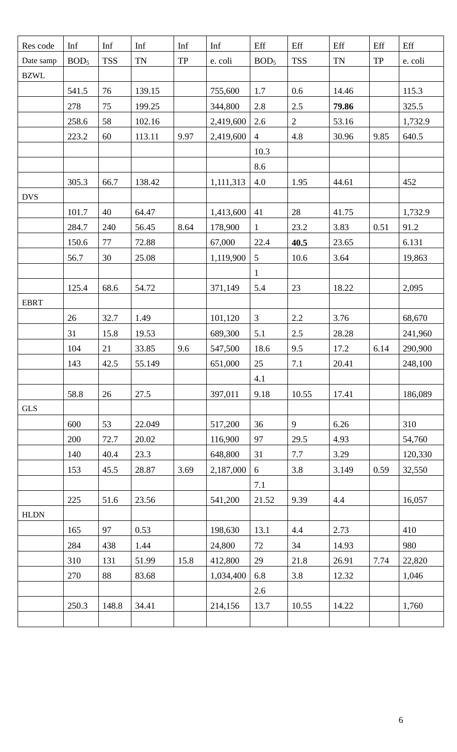| Res code | Inf | Inf | Inf | Inf | Inf | Eff | Eff | Eff | Eff | Eff |
|---|---|---|---|---|---|---|---|---|---|---|
| Date samp | $BOD_5$ | TSS | TN | TP | e. coli | $BOD_5$ | TSS | TN | TP | e. coli |
| BZWL | | | | | | | | | | |
| | 541.5 | 76 | 139.15 | | 755,600 | 1.7 | 0.6 | 14.46 | | 115.3 |
| | 278 | 75 | 199.25 | | 344,800 | 2.8 | 2.5 | **79.86** | | 325.5 |
| | 258.6 | 58 | 102.16 | | 2,419,600 | 2.6 | 2 | 53.16 | | 1,732.9 |
| | 223.2 | 60 | 113.11 | 9.97 | 2,419,600 | 4 | 4.8 | 30.96 | 9.85 | 640.5 |
| | | | | | | 10.3 | | | | |
| | | | | | | 8.6 | | | | |
| | 305.3 | 66.7 | 138.42 | | 1,111,313 | 4.0 | 1.95 | 44.61 | | 452 |
| DVS | | | | | | | | | | |
| | 101.7 | 40 | 64.47 | | 1,413,600 | 41 | 28 | 41.75 | | 1,732.9 |
| | 284.7 | 240 | 56.45 | 8.64 | 178,900 | 1 | 23.2 | 3.83 | 0.51 | 91.2 |
| | 150.6 | 77 | 72.88 | | 67,000 | 22.4 | **40.5** | 23.65 | | 6.131 |
| | 56.7 | 30 | 25.08 | | 1,119,900 | 5 | 10.6 | 3.64 | | 19,863 |
| | | | | | | 1 | | | | |
| | 125.4 | 68.6 | 54.72 | | 371,149 | 5.4 | 23 | 18.22 | | 2,095 |
| EBRT | | | | | | | | | | |
| | 26 | 32.7 | 1.49 | | 101,120 | 3 | 2.2 | 3.76 | | 68,670 |
| | 31 | 15.8 | 19.53 | | 689,300 | 5.1 | 2.5 | 28.28 | | 241,960 |
| | 104 | 21 | 33.85 | 9.6 | 547,500 | 18.6 | 9.5 | 17.2 | 6.14 | 290,900 |
| | 143 | 42.5 | 55.149 | | 651,000 | 25 | 7.1 | 20.41 | | 248,100 |
| | | | | | | 4.1 | | | | |
| | 58.8 | 26 | 27.5 | | 397,011 | 9.18 | 10.55 | 17.41 | | 186,089 |
| GLS | | | | | | | | | | |
| | 600 | 53 | 22.049 | | 517,200 | 36 | 9 | 6.26 | | 310 |
| | 200 | 72.7 | 20.02 | | 116,900 | 97 | 29.5 | 4.93 | | 54,760 |
| | 140 | 40.4 | 23.3 | | 648,800 | 31 | 7.7 | 3.29 | | 120,330 |
| | 153 | 45.5 | 28.87 | 3.69 | 2,187,000 | 6 | 3.8 | 3.149 | 0.59 | 32,550 |
| | | | | | | 7.1 | | | | |
| | 225 | 51.6 | 23.56 | | 541,200 | 21.52 | 9.39 | 4.4 | | 16,057 |
| HLDN | | | | | | | | | | |
| | 165 | 97 | 0.53 | | 198,630 | 13.1 | 4.4 | 2.73 | | 410 |
| | 284 | 438 | 1.44 | | 24,800 | 72 | 34 | 14.93 | | 980 |
| | 310 | 131 | 51.99 | 15.8 | 412,800 | 29 | 21.8 | 26.91 | 7.74 | 22,820 |
| | 270 | 88 | 83.68 | | 1,034,400 | 6.8 | 3.8 | 12.32 | | 1,046 |
| | | | | | | 2.6 | | | | |
| | 250.3 | 148.8 | 34.41 | | 214,156 | 13.7 | 10.55 | 14.22 | | 1,760 |
| | | | | | | | | | | |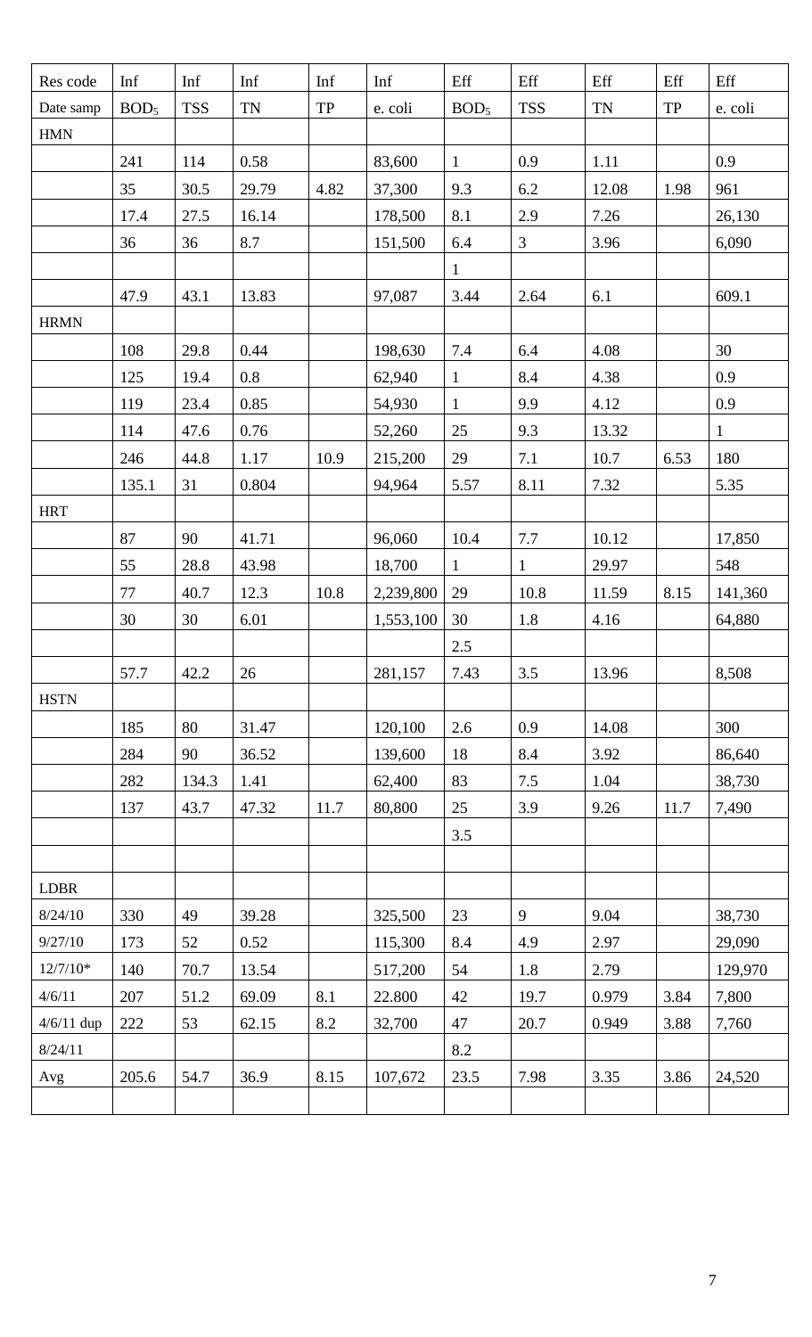| Res code | Inf | Inf | Inf | Inf | Inf | Eff | Eff | Eff | Eff | Eff |
|---|---|---|---|---|---|---|---|---|---|---|
| Date samp | $BOD_5$ | TSS | TN | TP | e. coli | $BOD_5$ | TSS | TN | TP | e. coli |
| HMN | | | | | | | | | | |
| | 241 | 114 | 0.58 | | 83,600 | 1 | 0.9 | 1.11 | | 0.9 |
| | 35 | 30.5 | 29.79 | 4.82 | 37,300 | 9.3 | 6.2 | 12.08 | 1.98 | 961 |
| | 17.4 | 27.5 | 16.14 | | 178,500 | 8.1 | 2.9 | 7.26 | | 26,130 |
| | 36 | 36 | 8.7 | | 151,500 | 6.4 | 3 | 3.96 | | 6,090 |
| | | | | | | 1 | | | | |
| | 47.9 | 43.1 | 13.83 | | 97,087 | 3.44 | 2.64 | 6.1 | | 609.1 |
| HRMN | | | | | | | | | | |
| | 108 | 29.8 | 0.44 | | 198,630 | 7.4 | 6.4 | 4.08 | | 30 |
| | 125 | 19.4 | 0.8 | | 62,940 | 1 | 8.4 | 4.38 | | 0.9 |
| | 119 | 23.4 | 0.85 | | 54,930 | 1 | 9.9 | 4.12 | | 0.9 |
| | 114 | 47.6 | 0.76 | | 52,260 | 25 | 9.3 | 13.32 | | 1 |
| | 246 | 44.8 | 1.17 | 10.9 | 215,200 | 29 | 7.1 | 10.7 | 6.53 | 180 |
| | 135.1 | 31 | 0.804 | | 94,964 | 5.57 | 8.11 | 7.32 | | 5.35 |
| HRT | | | | | | | | | | |
| | 87 | 90 | 41.71 | | 96,060 | 10.4 | 7.7 | 10.12 | | 17,850 |
| | 55 | 28.8 | 43.98 | | 18,700 | 1 | 1 | 29.97 | | 548 |
| | 77 | 40.7 | 12.3 | 10.8 | 2,239,800 | 29 | 10.8 | 11.59 | 8.15 | 141,360 |
| | 30 | 30 | 6.01 | | 1,553,100 | 30 | 1.8 | 4.16 | | 64,880 |
| | | | | | | 2.5 | | | | |
| | 57.7 | 42.2 | 26 | | 281,157 | 7.43 | 3.5 | 13.96 | | 8,508 |
| HSTN | | | | | | | | | | |
| | 185 | 80 | 31.47 | | 120,100 | 2.6 | 0.9 | 14.08 | | 300 |
| | 284 | 90 | 36.52 | | 139,600 | 18 | 8.4 | 3.92 | | 86,640 |
| | 282 | 134.3 | 1.41 | | 62,400 | 83 | 7.5 | 1.04 | | 38,730 |
| | 137 | 43.7 | 47.32 | 11.7 | 80,800 | 25 | 3.9 | 9.26 | 11.7 | 7,490 |
| | | | | | | 3.5 | | | | |
| | | | | | | | | | | |
| LDBR | | | | | | | | | | |
| 8/24/10 | 330 | 49 | 39.28 | | 325,500 | 23 | 9 | 9.04 | | 38,730 |
| 9/27/10 | 173 | 52 | 0.52 | | 115,300 | 8.4 | 4.9 | 2.97 | | 29,090 |
| 12/7/10* | 140 | 70.7 | 13.54 | | 517,200 | 54 | 1.8 | 2.79 | | 129,970 |
| 4/6/11 | 207 | 51.2 | 69.09 | 8.1 | 22.800 | 42 | 19.7 | 0.979 | 3.84 | 7,800 |
| 4/6/11 dup | 222 | 53 | 62.15 | 8.2 | 32,700 | 47 | 20.7 | 0.949 | 3.88 | 7,760 |
| 8/24/11 | | | | | | 8.2 | | | | |
| Avg | 205.6 | 54.7 | 36.9 | 8.15 | 107,672 | 23.5 | 7.98 | 3.35 | 3.86 | 24,520 |
| | | | | | | | | | | |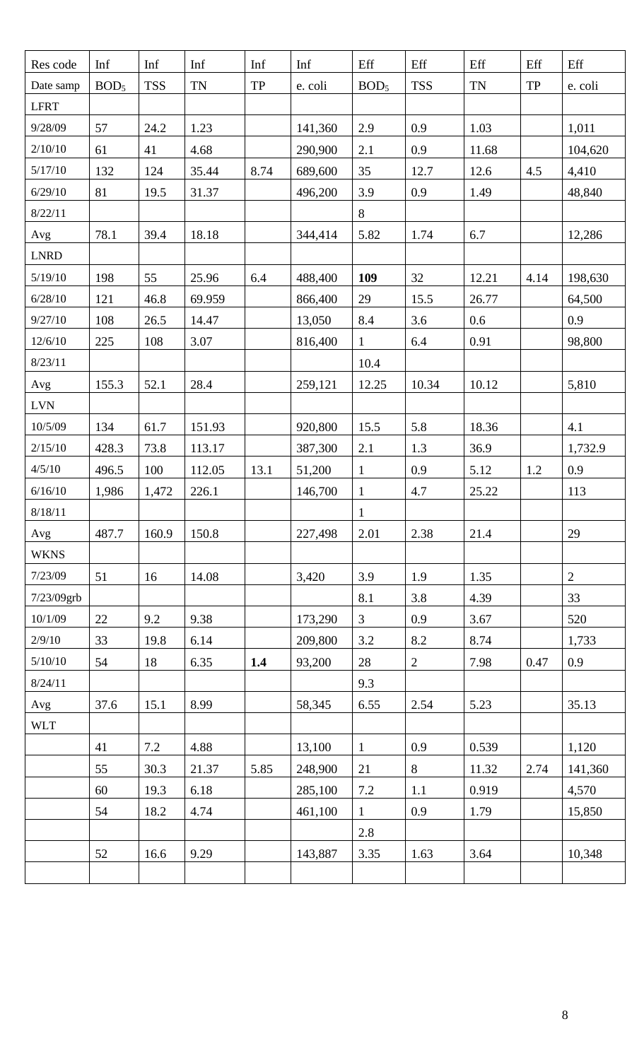| Res code | Inf | Inf | Inf | Inf | Inf | Eff | Eff | Eff | Eff | Eff |
|---|---|---|---|---|---|---|---|---|---|---|
| Date samp | $BOD_5$ | TSS | TN | TP | e. coli | $BOD_5$ | TSS | TN | TP | e. coli |
| LFRT | | | | | | | | | | |
| 9/28/09 | 57 | 24.2 | 1.23 | | 141,360 | 2.9 | 0.9 | 1.03 | | 1,011 |
| 2/10/10 | 61 | 41 | 4.68 | | 290,900 | 2.1 | 0.9 | 11.68 | | 104,620 |
| 5/17/10 | 132 | 124 | 35.44 | 8.74 | 689,600 | 35 | 12.7 | 12.6 | 4.5 | 4,410 |
| 6/29/10 | 81 | 19.5 | 31.37 | | 496,200 | 3.9 | 0.9 | 1.49 | | 48,840 |
| 8/22/11 | | | | | | 8 | | | | |
| Avg | 78.1 | 39.4 | 18.18 | | 344,414 | 5.82 | 1.74 | 6.7 | | 12,286 |
| LNRD | | | | | | | | | | |
| 5/19/10 | 198 | 55 | 25.96 | 6.4 | 488,400 | **109** | 32 | 12.21 | 4.14 | 198,630 |
| 6/28/10 | 121 | 46.8 | 69.959 | | 866,400 | 29 | 15.5 | 26.77 | | 64,500 |
| 9/27/10 | 108 | 26.5 | 14.47 | | 13,050 | 8.4 | 3.6 | 0.6 | | 0.9 |
| 12/6/10 | 225 | 108 | 3.07 | | 816,400 | 1 | 6.4 | 0.91 | | 98,800 |
| 8/23/11 | | | | | | 10.4 | | | | |
| Avg | 155.3 | 52.1 | 28.4 | | 259,121 | 12.25 | 10.34 | 10.12 | | 5,810 |
| LVN | | | | | | | | | | |
| 10/5/09 | 134 | 61.7 | 151.93 | | 920,800 | 15.5 | 5.8 | 18.36 | | 4.1 |
| 2/15/10 | 428.3 | 73.8 | 113.17 | | 387,300 | 2.1 | 1.3 | 36.9 | | 1,732.9 |
| 4/5/10 | 496.5 | 100 | 112.05 | 13.1 | 51,200 | 1 | 0.9 | 5.12 | 1.2 | 0.9 |
| 6/16/10 | 1,986 | 1,472 | 226.1 | | 146,700 | 1 | 4.7 | 25.22 | | 113 |
| 8/18/11 | | | | | | 1 | | | | |
| Avg | 487.7 | 160.9 | 150.8 | | 227,498 | 2.01 | 2.38 | 21.4 | | 29 |
| WKNS | | | | | | | | | | |
| 7/23/09 | 51 | 16 | 14.08 | | 3,420 | 3.9 | 1.9 | 1.35 | | 2 |
| 7/23/09grb | | | | | | 8.1 | 3.8 | 4.39 | | 33 |
| 10/1/09 | 22 | 9.2 | 9.38 | | 173,290 | 3 | 0.9 | 3.67 | | 520 |
| 2/9/10 | 33 | 19.8 | 6.14 | | 209,800 | 3.2 | 8.2 | 8.74 | | 1,733 |
| 5/10/10 | 54 | 18 | 6.35 | **1.4** | 93,200 | 28 | 2 | 7.98 | 0.47 | 0.9 |
| 8/24/11 | | | | | | 9.3 | | | | |
| Avg | 37.6 | 15.1 | 8.99 | | 58,345 | 6.55 | 2.54 | 5.23 | | 35.13 |
| WLT | | | | | | | | | | |
| | 41 | 7.2 | 4.88 | | 13,100 | 1 | 0.9 | 0.539 | | 1,120 |
| | 55 | 30.3 | 21.37 | 5.85 | 248,900 | 21 | 8 | 11.32 | 2.74 | 141,360 |
| | 60 | 19.3 | 6.18 | | 285,100 | 7.2 | 1.1 | 0.919 | | 4,570 |
| | 54 | 18.2 | 4.74 | | 461,100 | 1 | 0.9 | 1.79 | | 15,850 |
| | | | | | | 2.8 | | | | |
| | 52 | 16.6 | 9.29 | | 143,887 | 3.35 | 1.63 | 3.64 | | 10,348 |
| | | | | | | | | | | |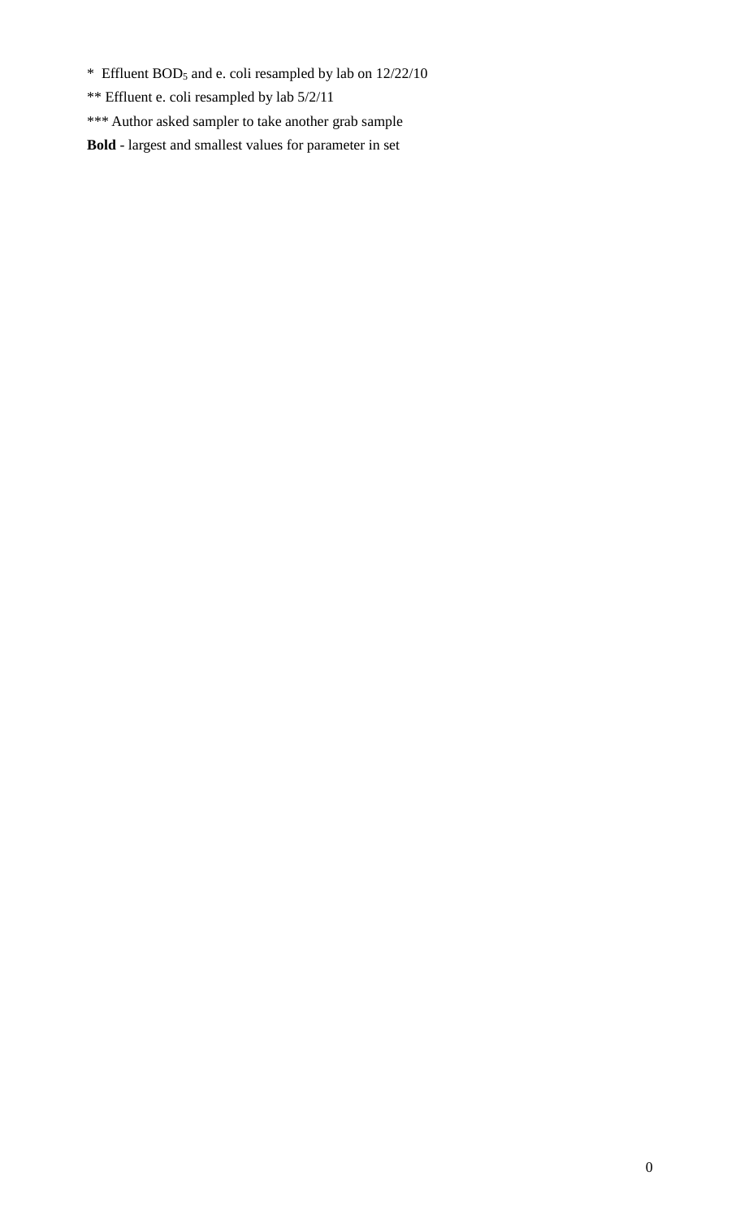\*  Effluent $BOD_5$ and e. coli resampled by lab on 12/22/10

\*\* Effluent e. coli resampled by lab 5/2/11

\*\*\* Author asked sampler to take another grab sample

**Bold** - largest and smallest values for parameter in set